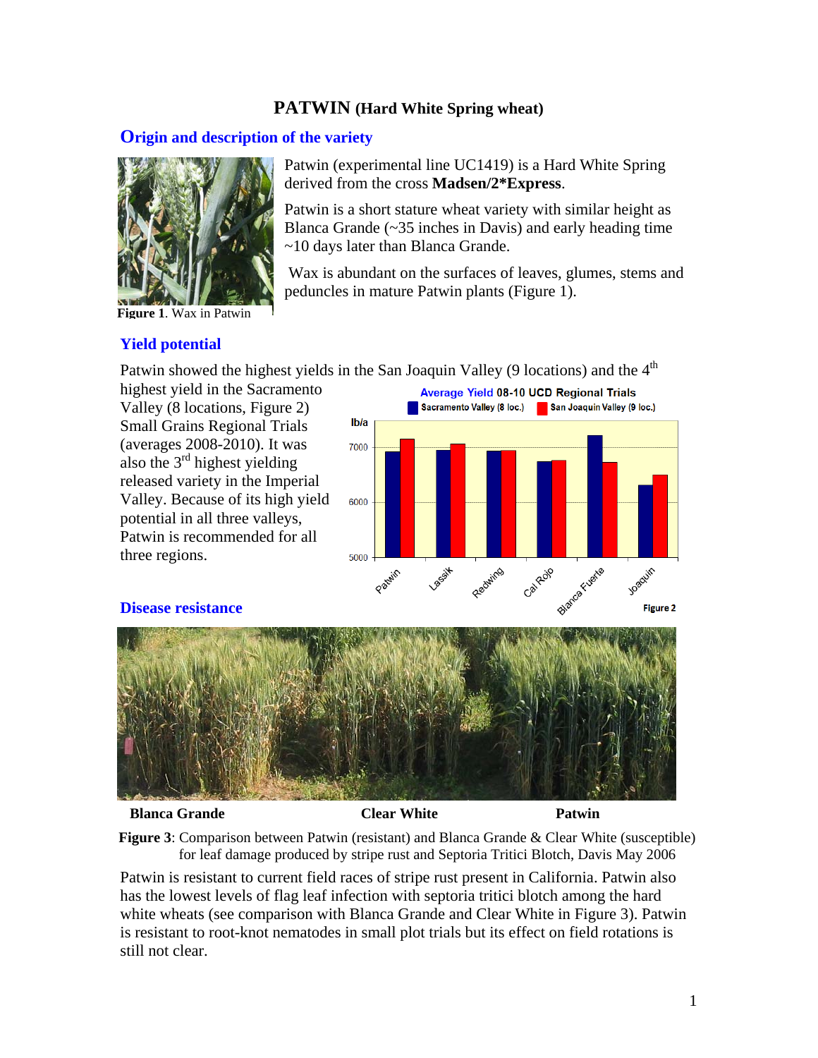# PATWIN (Hard White Spring wheat)

## Origin and description of the variety

Figure 1. Wax in Patwin

Patwin (experimental line UC1419) is a Hard White Spring derived from the cross **Madsen/2*Express**.

Patwin is a short stature wheat variety with similar height as Blanca Grande (~35 inches in Davis) and early heading time ~10 days later than Blanca Grande.

Wax is abundant on the surfaces of leaves, glumes, stems and peduncles in mature Patwin plants (Figure 1).

## Yield potential

Patwin showed the highest yields in the San Joaquin Valley (9 locations) and the 4th highest yield in the Sacramento Valley (8 locations, Figure 2) Small Grains Regional Trials (averages 2008-2010). It was also the 3rd highest yielding released variety in the Imperial Valley. Because of its high yield potential in all three valleys, Patwin is recommended for all three regions.

Figure 2

## Disease resistance

Blanca Grande | Clear White | Patwin

**Figure 3**: Comparison between Patwin (resistant) and Blanca Grande & Clear White (susceptible) for leaf damage produced by stripe rust and Septoria Tritici Blotch, Davis May 2006

Patwin is resistant to current field races of stripe rust present in California. Patwin also has the lowest levels of flag leaf infection with septoria tritici blotch among the hard white wheats (see comparison with Blanca Grande and Clear White in Figure 3). Patwin is resistant to root-knot nematodes in small plot trials but its effect on field rotations is still not clear.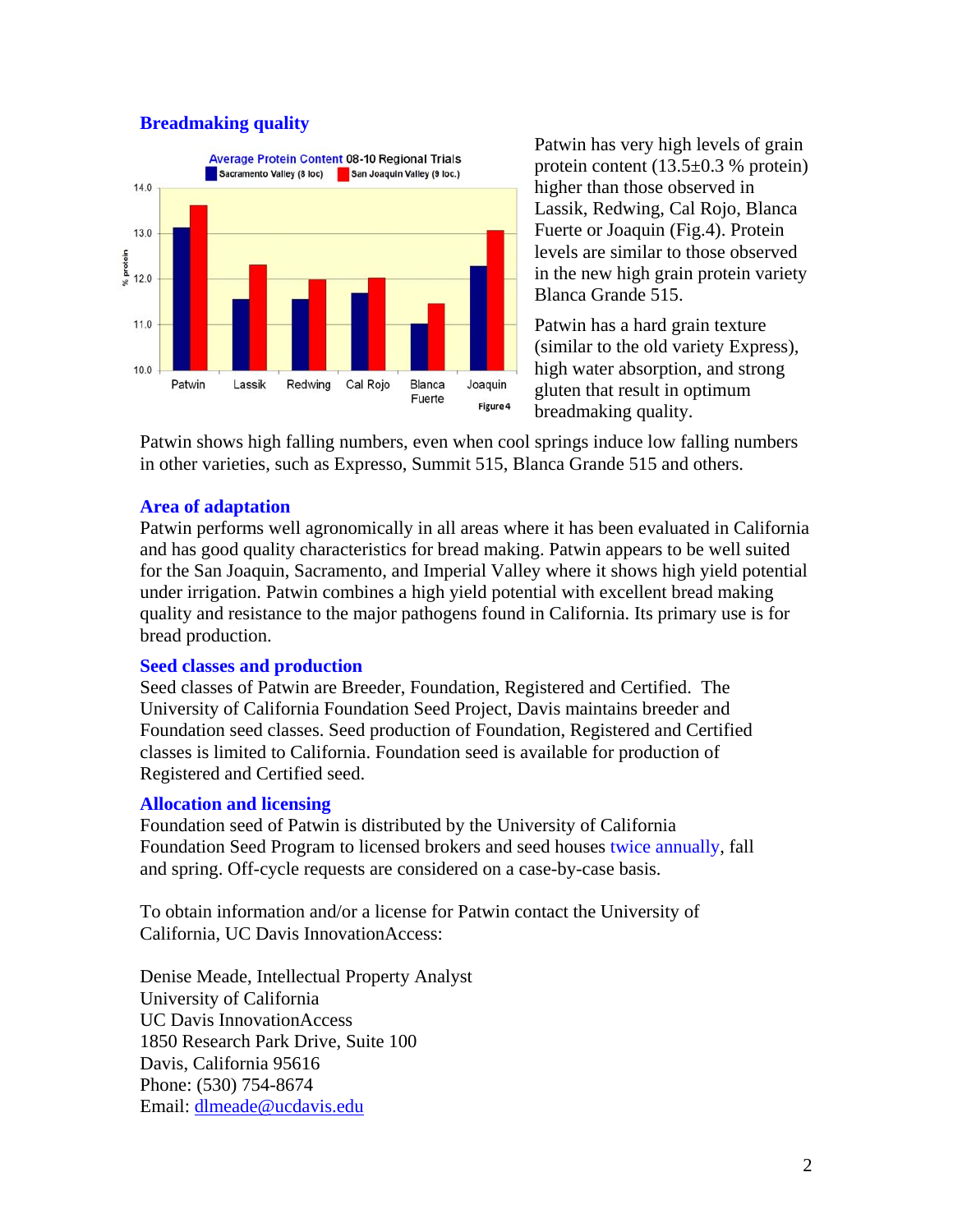## Breadmaking quality

Average Protein Content 08-10 Regional Trials
Sacramento Valley (8 loc) San Joaquin Valley (9 loc.)
% protein
14.0
13.0
12.0
11.0
10.0
Patwin Lassik Redwing Cal Rojo Blanca Fuerte Joaquin
Figure 4

Patwin has very high levels of grain protein content (13.5±0.3 % protein) higher than those observed in Lassik, Redwing, Cal Rojo, Blanca Fuerte or Joaquin (Fig.4). Protein levels are similar to those observed in the new high grain protein variety Blanca Grande 515.

Patwin has a hard grain texture (similar to the old variety Express), high water absorption, and strong gluten that result in optimum breadmaking quality.

Patwin shows high falling numbers, even when cool springs induce low falling numbers in other varieties, such as Expresso, Summit 515, Blanca Grande 515 and others.

## Area of adaptation

Patwin performs well agronomically in all areas where it has been evaluated in California and has good quality characteristics for bread making. Patwin appears to be well suited for the San Joaquin, Sacramento, and Imperial Valley where it shows high yield potential under irrigation. Patwin combines a high yield potential with excellent bread making quality and resistance to the major pathogens found in California. Its primary use is for bread production.

## Seed classes and production

Seed classes of Patwin are Breeder, Foundation, Registered and Certified. The University of California Foundation Seed Project, Davis maintains breeder and Foundation seed classes. Seed production of Foundation, Registered and Certified classes is limited to California. Foundation seed is available for production of Registered and Certified seed.

## Allocation and licensing

Foundation seed of Patwin is distributed by the University of California Foundation Seed Program to licensed brokers and seed houses twice annually, fall and spring. Off-cycle requests are considered on a case-by-case basis.

To obtain information and/or a license for Patwin contact the University of California, UC Davis InnovationAccess:

Denise Meade, Intellectual Property Analyst
University of California
UC Davis InnovationAccess
1850 Research Park Drive, Suite 100
Davis, California 95616
Phone: (530) 754-8674
Email: dlmeade@ucdavis.edu